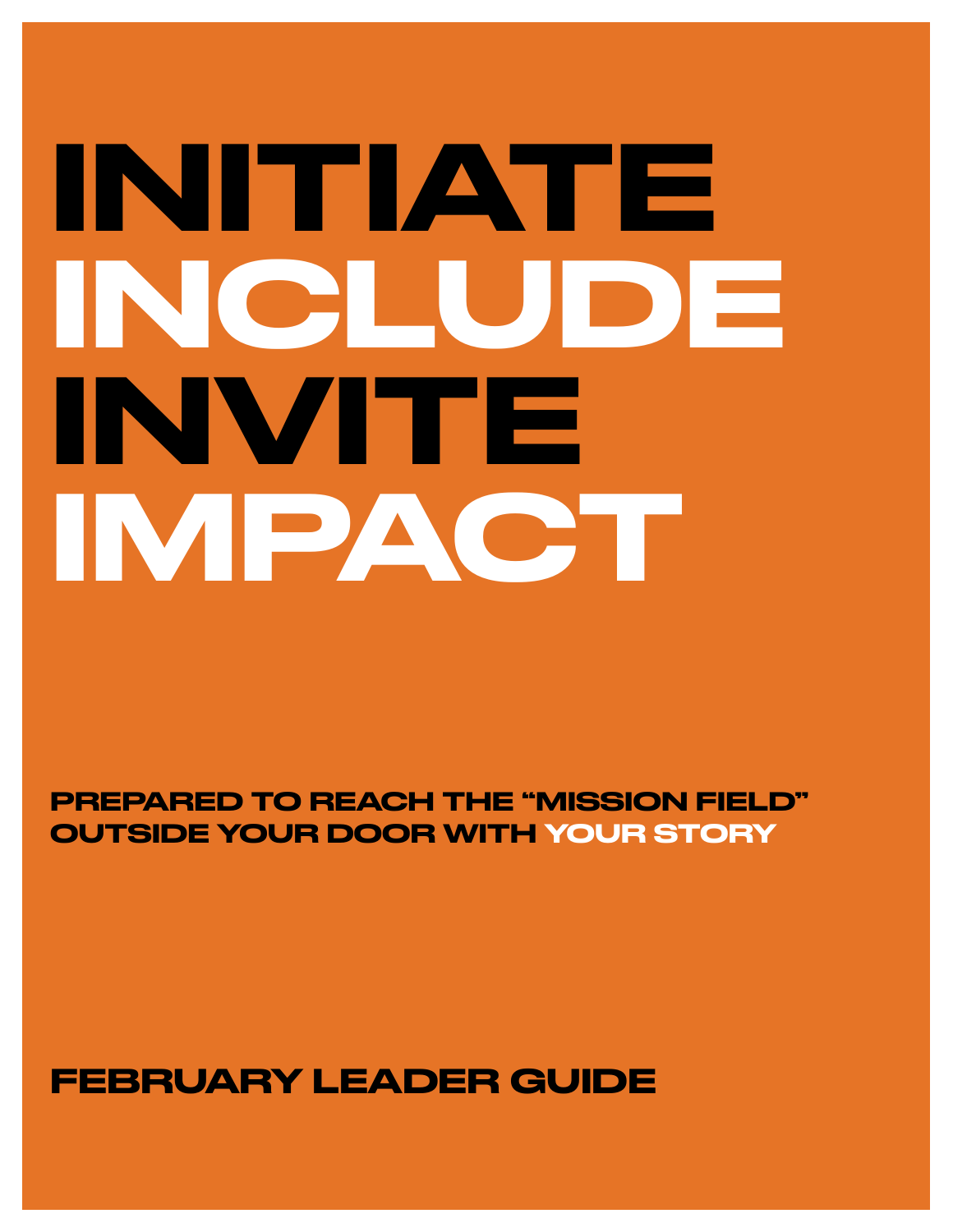# INITIATE
# INCLUDE
# INVITE
# IMPACT

**PREPARED TO REACH THE "MISSION FIELD" OUTSIDE YOUR DOOR WITH YOUR STORY**

## FEBRUARY LEADER GUIDE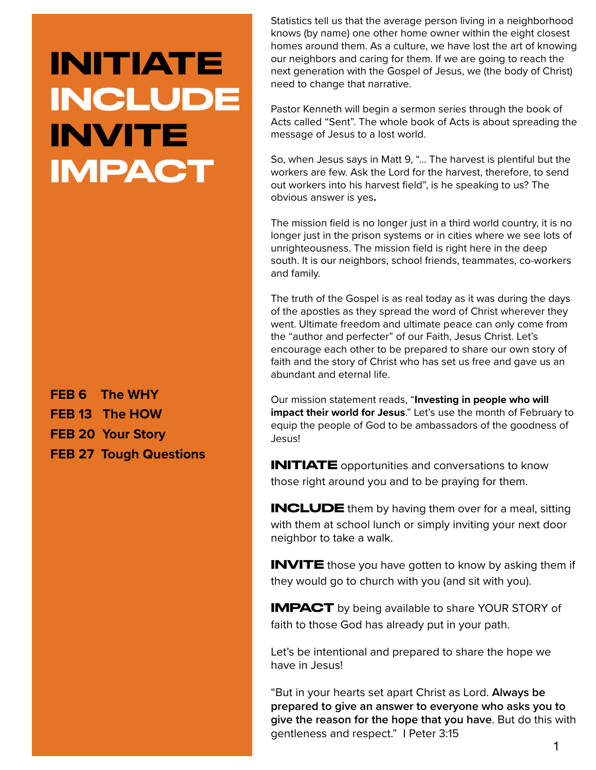# INITIATE
# INCLUDE
# INVITE
# IMPACT

**FEB 6** **The WHY**
**FEB 13** **The HOW**
**FEB 20** **Your Story**
**FEB 27** **Tough Questions**

Statistics tell us that the average person living in a neighborhood knows (by name) one other home owner within the eight closest homes around them. As a culture, we have lost the art of knowing our neighbors and caring for them. If we are going to reach the next generation with the Gospel of Jesus, we (the body of Christ) need to change that narrative.

Pastor Kenneth will begin a sermon series through the book of Acts called "Sent". The whole book of Acts is about spreading the message of Jesus to a lost world.

So, when Jesus says in Matt 9, "... The harvest is plentiful but the workers are few. Ask the Lord for the harvest, therefore, to send out workers into his harvest field", is he speaking to us? The obvious answer is yes**.**

The mission field is no longer just in a third world country, it is no longer just in the prison systems or in cities where we see lots of unrighteousness. The mission field is right here in the deep south. It is our neighbors, school friends, teammates, co-workers and family.

The truth of the Gospel is as real today as it was during the days of the apostles as they spread the word of Christ wherever they went. Ultimate freedom and ultimate peace can only come from the "author and perfecter" of our Faith, Jesus Christ. Let's encourage each other to be prepared to share our own story of faith and the story of Christ who has set us free and gave us an abundant and eternal life.

Our mission statement reads, "**Investing in people who will impact their world for Jesus**." Let's use the month of February to equip the people of God to be ambassadors of the goodness of Jesus!

**INITIATE** opportunities and conversations to know those right around you and to be praying for them.

**INCLUDE** them by having them over for a meal, sitting with them at school lunch or simply inviting your next door neighbor to take a walk.

**INVITE** those you have gotten to know by asking them if they would go to church with you (and sit with you).

**IMPACT** by being available to share YOUR STORY of faith to those God has already put in your path.

Let's be intentional and prepared to share the hope we have in Jesus!

"But in your hearts set apart Christ as Lord. **Always be prepared to give an answer to everyone who asks you to give the reason for the hope that you have**. But do this with gentleness and respect." I Peter 3:15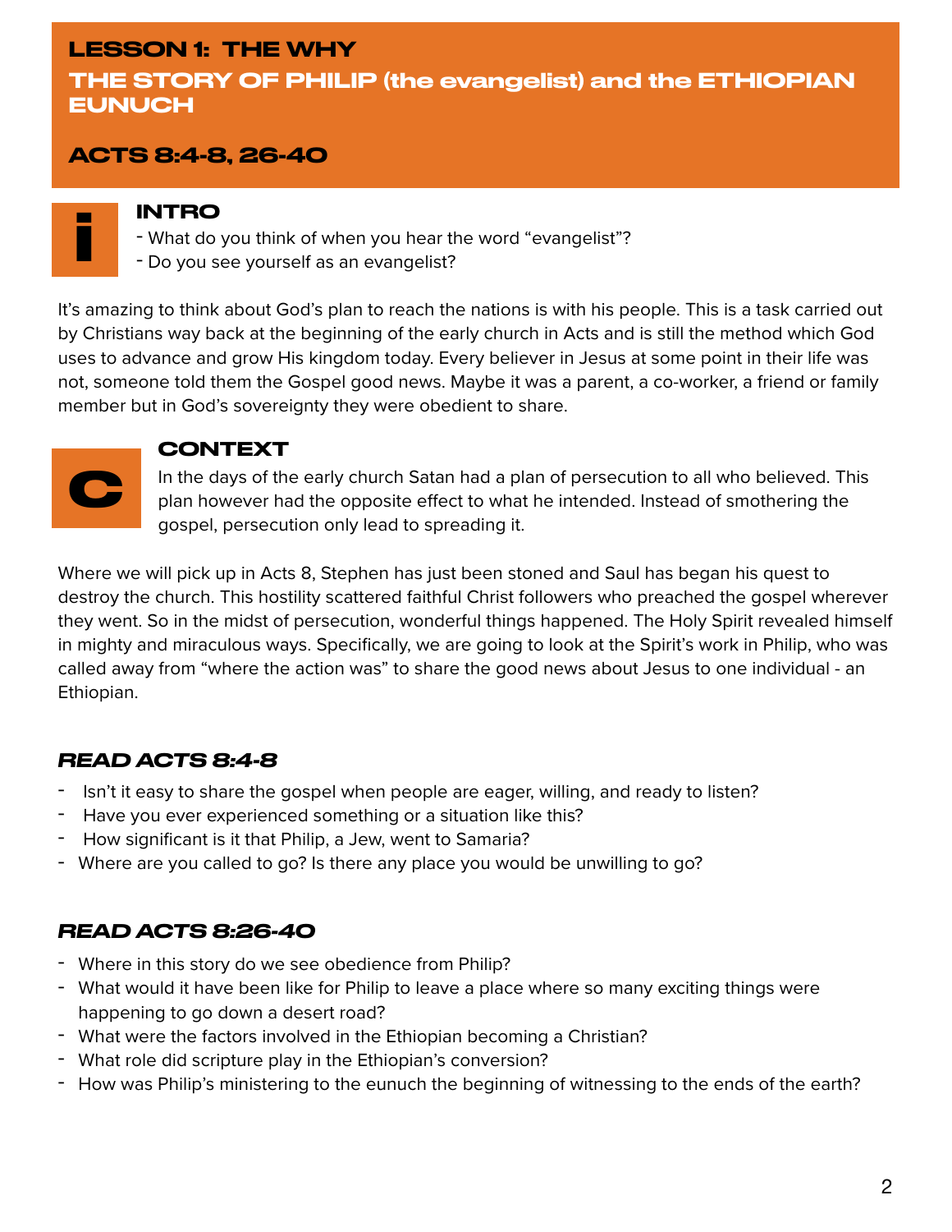# LESSON 1: THE WHY

## THE STORY OF PHILIP (the evangelist) and the ETHIOPIAN EUNUCH

## ACTS 8:4-8, 26-40

### INTRO

- What do you think of when you hear the word "evangelist"?
- Do you see yourself as an evangelist?

It's amazing to think about God's plan to reach the nations is with his people. This is a task carried out by Christians way back at the beginning of the early church in Acts and is still the method which God uses to advance and grow His kingdom today. Every believer in Jesus at some point in their life was not, someone told them the Gospel good news. Maybe it was a parent, a co-worker, a friend or family member but in God's sovereignty they were obedient to share.

### CONTEXT

In the days of the early church Satan had a plan of persecution to all who believed. This plan however had the opposite effect to what he intended. Instead of smothering the gospel, persecution only lead to spreading it.

Where we will pick up in Acts 8, Stephen has just been stoned and Saul has began his quest to destroy the church. This hostility scattered faithful Christ followers who preached the gospel wherever they went. So in the midst of persecution, wonderful things happened. The Holy Spirit revealed himself in mighty and miraculous ways. Specifically, we are going to look at the Spirit's work in Philip, who was called away from "where the action was" to share the good news about Jesus to one individual - an Ethiopian.

### *READ ACTS 8:4-8*

- Isn't it easy to share the gospel when people are eager, willing, and ready to listen?
- Have you ever experienced something or a situation like this?
- How significant is it that Philip, a Jew, went to Samaria?
- Where are you called to go? Is there any place you would be unwilling to go?

### *READ ACTS 8:26-40*

- Where in this story do we see obedience from Philip?
- What would it have been like for Philip to leave a place where so many exciting things were happening to go down a desert road?
- What were the factors involved in the Ethiopian becoming a Christian?
- What role did scripture play in the Ethiopian's conversion?
- How was Philip's ministering to the eunuch the beginning of witnessing to the ends of the earth?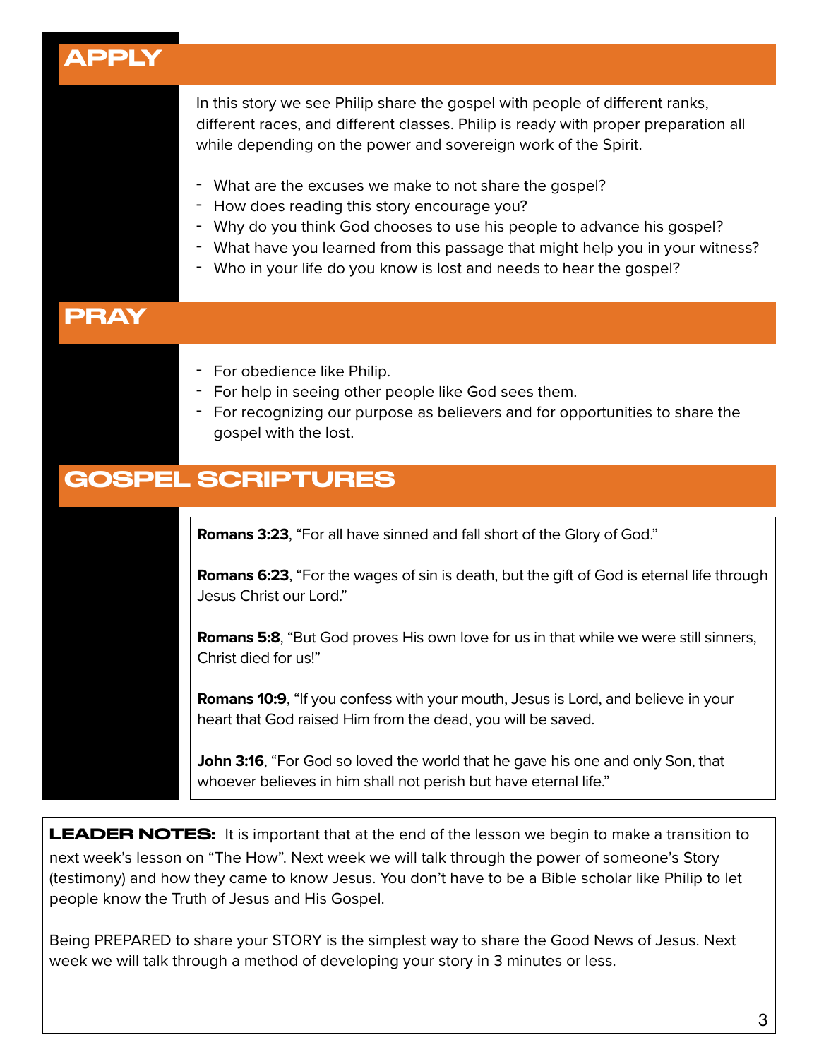## APPLY

In this story we see Philip share the gospel with people of different ranks, different races, and different classes. Philip is ready with proper preparation all while depending on the power and sovereign work of the Spirit.

- What are the excuses we make to not share the gospel?
- How does reading this story encourage you?
- Why do you think God chooses to use his people to advance his gospel?
- What have you learned from this passage that might help you in your witness?
- Who in your life do you know is lost and needs to hear the gospel?

## PRAY

- For obedience like Philip.
- For help in seeing other people like God sees them.
- For recognizing our purpose as believers and for opportunities to share the gospel with the lost.

## GOSPEL SCRIPTURES

**Romans 3:23**, "For all have sinned and fall short of the Glory of God."

**Romans 6:23**, "For the wages of sin is death, but the gift of God is eternal life through Jesus Christ our Lord."

**Romans 5:8**, "But God proves His own love for us in that while we were still sinners, Christ died for us!"

**Romans 10:9**, "If you confess with your mouth, Jesus is Lord, and believe in your heart that God raised Him from the dead, you will be saved.

**John 3:16**, "For God so loved the world that he gave his one and only Son, that whoever believes in him shall not perish but have eternal life."

**LEADER NOTES:** It is important that at the end of the lesson we begin to make a transition to next week's lesson on "The How". Next week we will talk through the power of someone's Story (testimony) and how they came to know Jesus. You don't have to be a Bible scholar like Philip to let people know the Truth of Jesus and His Gospel.

Being PREPARED to share your STORY is the simplest way to share the Good News of Jesus. Next week we will talk through a method of developing your story in 3 minutes or less.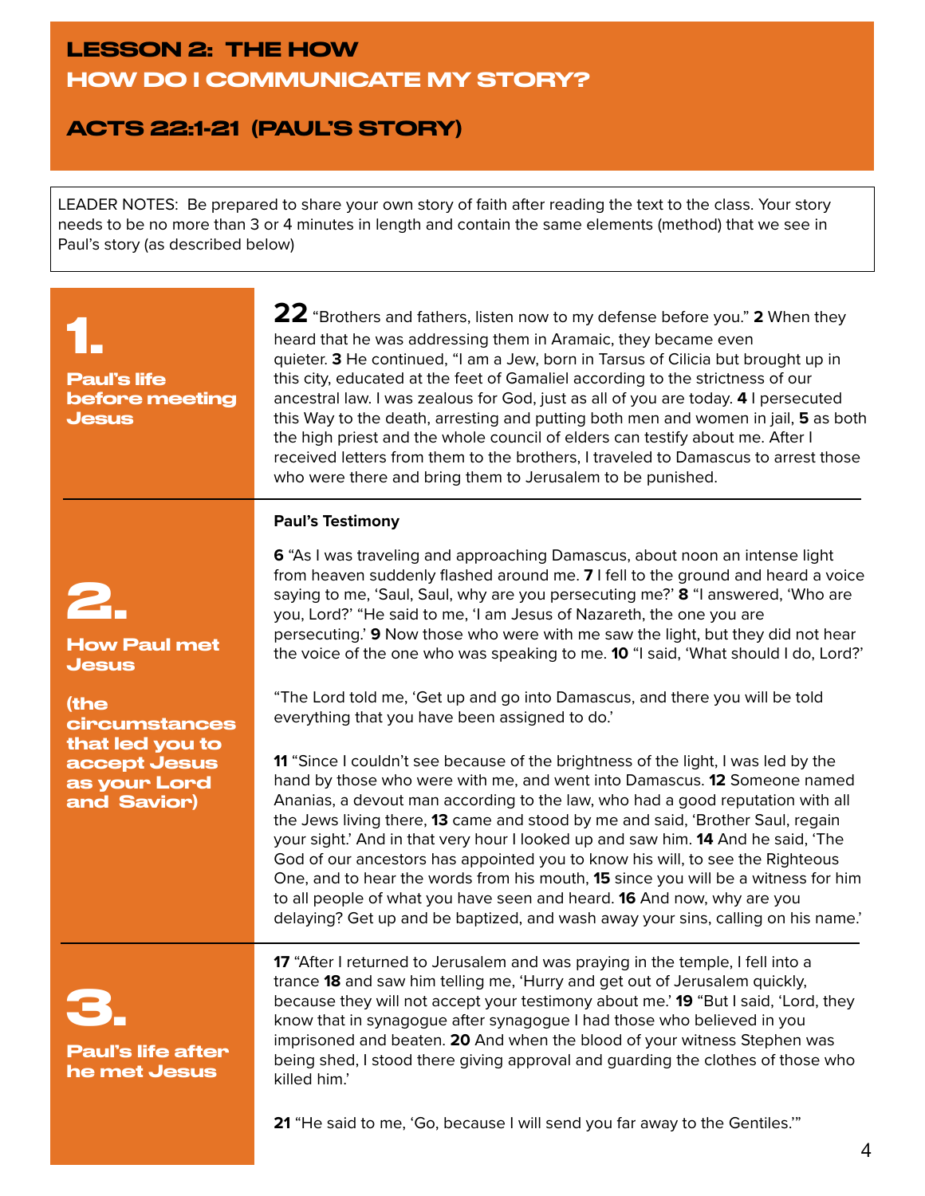# LESSON 2: THE HOW
# HOW DO I COMMUNICATE MY STORY?

## ACTS 22:1-21 (PAUL'S STORY)

LEADER NOTES: Be prepared to share your own story of faith after reading the text to the class. Your story needs to be no more than 3 or 4 minutes in length and contain the same elements (method) that we see in Paul's story (as described below)

## 1.

### Paul's life before meeting Jesus

**22** "Brothers and fathers, listen now to my defense before you." **2** When they heard that he was addressing them in Aramaic, they became even quieter. **3** He continued, "I am a Jew, born in Tarsus of Cilicia but brought up in this city, educated at the feet of Gamaliel according to the strictness of our ancestral law. I was zealous for God, just as all of you are today. **4** I persecuted this Way to the death, arresting and putting both men and women in jail, **5** as both the high priest and the whole council of elders can testify about me. After I received letters from them to the brothers, I traveled to Damascus to arrest those who were there and bring them to Jerusalem to be punished.

## 2.

### How Paul met Jesus

### (the circumstances that led you to accept Jesus as your Lord and Savior)

**Paul's Testimony**

**6** "As I was traveling and approaching Damascus, about noon an intense light from heaven suddenly flashed around me. **7** I fell to the ground and heard a voice saying to me, 'Saul, Saul, why are you persecuting me?' **8** "I answered, 'Who are you, Lord?' "He said to me, 'I am Jesus of Nazareth, the one you are persecuting.' **9** Now those who were with me saw the light, but they did not hear the voice of the one who was speaking to me. **10** "I said, 'What should I do, Lord?'

"The Lord told me, 'Get up and go into Damascus, and there you will be told everything that you have been assigned to do.'

**11** "Since I couldn't see because of the brightness of the light, I was led by the hand by those who were with me, and went into Damascus. **12** Someone named Ananias, a devout man according to the law, who had a good reputation with all the Jews living there, **13** came and stood by me and said, 'Brother Saul, regain your sight.' And in that very hour I looked up and saw him. **14** And he said, 'The God of our ancestors has appointed you to know his will, to see the Righteous One, and to hear the words from his mouth, **15** since you will be a witness for him to all people of what you have seen and heard. **16** And now, why are you delaying? Get up and be baptized, and wash away your sins, calling on his name.'

## 3.

### Paul's life after he met Jesus

**17** "After I returned to Jerusalem and was praying in the temple, I fell into a trance **18** and saw him telling me, 'Hurry and get out of Jerusalem quickly, because they will not accept your testimony about me.' **19** "But I said, 'Lord, they know that in synagogue after synagogue I had those who believed in you imprisoned and beaten. **20** And when the blood of your witness Stephen was being shed, I stood there giving approval and guarding the clothes of those who killed him.'

**21** "He said to me, 'Go, because I will send you far away to the Gentiles.'"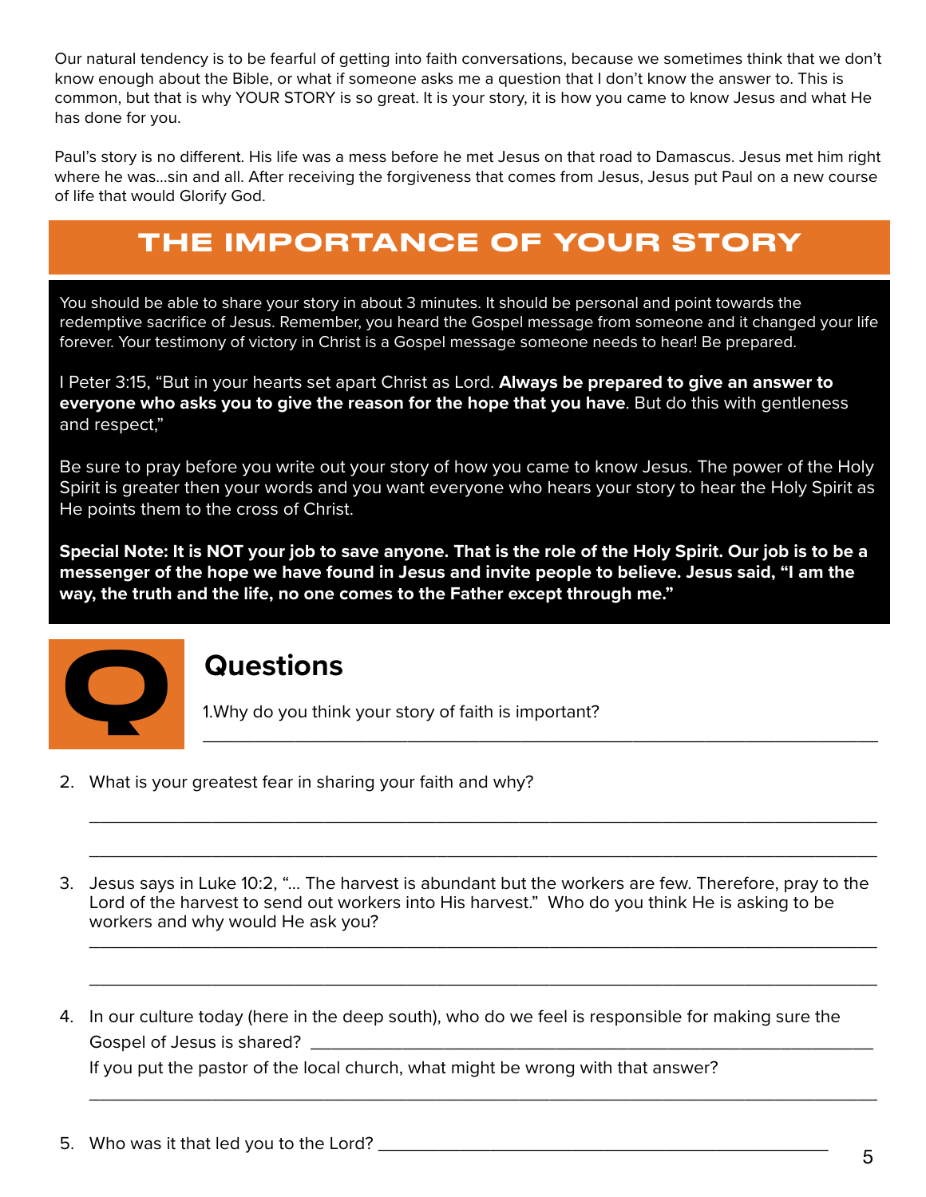Our natural tendency is to be fearful of getting into faith conversations, because we sometimes think that we don't know enough about the Bible, or what if someone asks me a question that I don't know the answer to. This is common, but that is why YOUR STORY is so great. It is your story, it is how you came to know Jesus and what He has done for you.

Paul's story is no different. His life was a mess before he met Jesus on that road to Damascus. Jesus met him right where he was…sin and all. After receiving the forgiveness that comes from Jesus, Jesus put Paul on a new course of life that would Glorify God.

## THE IMPORTANCE OF YOUR STORY

You should be able to share your story in about 3 minutes. It should be personal and point towards the redemptive sacrifice of Jesus. Remember, you heard the Gospel message from someone and it changed your life forever. Your testimony of victory in Christ is a Gospel message someone needs to hear! Be prepared.

I Peter 3:15, "But in your hearts set apart Christ as Lord. **Always be prepared to give an answer to everyone who asks you to give the reason for the hope that you have**. But do this with gentleness and respect,"

Be sure to pray before you write out your story of how you came to know Jesus. The power of the Holy Spirit is greater then your words and you want everyone who hears your story to hear the Holy Spirit as He points them to the cross of Christ.

**Special Note: It is NOT your job to save anyone. That is the role of the Holy Spirit. Our job is to be a messenger of the hope we have found in Jesus and invite people to believe. Jesus said, "I am the way, the truth and the life, no one comes to the Father except through me."**

## Questions

1. Why do you think your story of faith is important?

_______________________________________________

2. What is your greatest fear in sharing your faith and why?

_______________________________________________

_______________________________________________

3. Jesus says in Luke 10:2, "… The harvest is abundant but the workers are few. Therefore, pray to the Lord of the harvest to send out workers into His harvest." Who do you think He is asking to be workers and why would He ask you?

_______________________________________________

_______________________________________________

4. In our culture today (here in the deep south), who do we feel is responsible for making sure the Gospel of Jesus is shared? _______________________________________________

   If you put the pastor of the local church, what might be wrong with that answer?

_______________________________________________

5. Who was it that led you to the Lord? _______________________________________________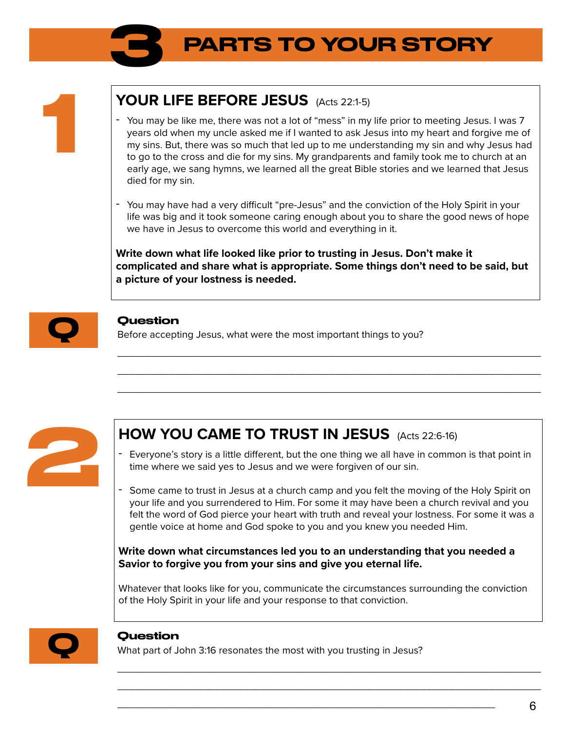# 3 PARTS TO YOUR STORY

## 1

### YOUR LIFE BEFORE JESUS (Acts 22:1-5)

- You may be like me, there was not a lot of "mess" in my life prior to meeting Jesus. I was 7 years old when my uncle asked me if I wanted to ask Jesus into my heart and forgive me of my sins. But, there was so much that led up to me understanding my sin and why Jesus had to go to the cross and die for my sins. My grandparents and family took me to church at an early age, we sang hymns, we learned all the great Bible stories and we learned that Jesus died for my sin.

- You may have had a very difficult "pre-Jesus" and the conviction of the Holy Spirit in your life was big and it took someone caring enough about you to share the good news of hope we have in Jesus to overcome this world and everything in it.

**Write down what life looked like prior to trusting in Jesus. Don't make it complicated and share what is appropriate. Some things don't need to be said, but a picture of your lostness is needed.**

**Q**

**Question**

Before accepting Jesus, what were the most important things to you?

\_\_\_\_\_\_\_\_\_\_\_\_\_\_\_\_\_\_\_\_\_\_\_\_\_\_\_\_\_\_\_\_\_\_\_\_\_\_\_\_\_\_\_\_\_\_\_\_\_\_\_\_\_\_\_\_\_\_\_\_\_\_\_\_

\_\_\_\_\_\_\_\_\_\_\_\_\_\_\_\_\_\_\_\_\_\_\_\_\_\_\_\_\_\_\_\_\_\_\_\_\_\_\_\_\_\_\_\_\_\_\_\_\_\_\_\_\_\_\_\_\_\_\_\_\_\_\_\_

\_\_\_\_\_\_\_\_\_\_\_\_\_\_\_\_\_\_\_\_\_\_\_\_\_\_\_\_\_\_\_\_\_\_\_\_\_\_\_\_\_\_\_\_\_\_\_\_\_\_\_\_\_\_\_\_\_\_\_\_\_\_\_\_

## 2

### HOW YOU CAME TO TRUST IN JESUS (Acts 22:6-16)

- Everyone's story is a little different, but the one thing we all have in common is that point in time where we said yes to Jesus and we were forgiven of our sin.

- Some came to trust in Jesus at a church camp and you felt the moving of the Holy Spirit on your life and you surrendered to Him. For some it may have been a church revival and you felt the word of God pierce your heart with truth and reveal your lostness. For some it was a gentle voice at home and God spoke to you and you knew you needed Him.

**Write down what circumstances led you to an understanding that you needed a Savior to forgive you from your sins and give you eternal life.**

Whatever that looks like for you, communicate the circumstances surrounding the conviction of the Holy Spirit in your life and your response to that conviction.

**Q**

**Question**

What part of John 3:16 resonates the most with you trusting in Jesus?

\_\_\_\_\_\_\_\_\_\_\_\_\_\_\_\_\_\_\_\_\_\_\_\_\_\_\_\_\_\_\_\_\_\_\_\_\_\_\_\_\_\_\_\_\_\_\_\_\_\_\_\_\_\_\_\_\_\_\_\_\_\_\_\_

\_\_\_\_\_\_\_\_\_\_\_\_\_\_\_\_\_\_\_\_\_\_\_\_\_\_\_\_\_\_\_\_\_\_\_\_\_\_\_\_\_\_\_\_\_\_\_\_\_\_\_\_\_\_\_\_\_\_\_\_\_\_\_\_

\_\_\_\_\_\_\_\_\_\_\_\_\_\_\_\_\_\_\_\_\_\_\_\_\_\_\_\_\_\_\_\_\_\_\_\_\_\_\_\_\_\_\_\_\_\_\_\_\_\_\_\_\_\_\_\_\_\_\_\_\_\_\_\_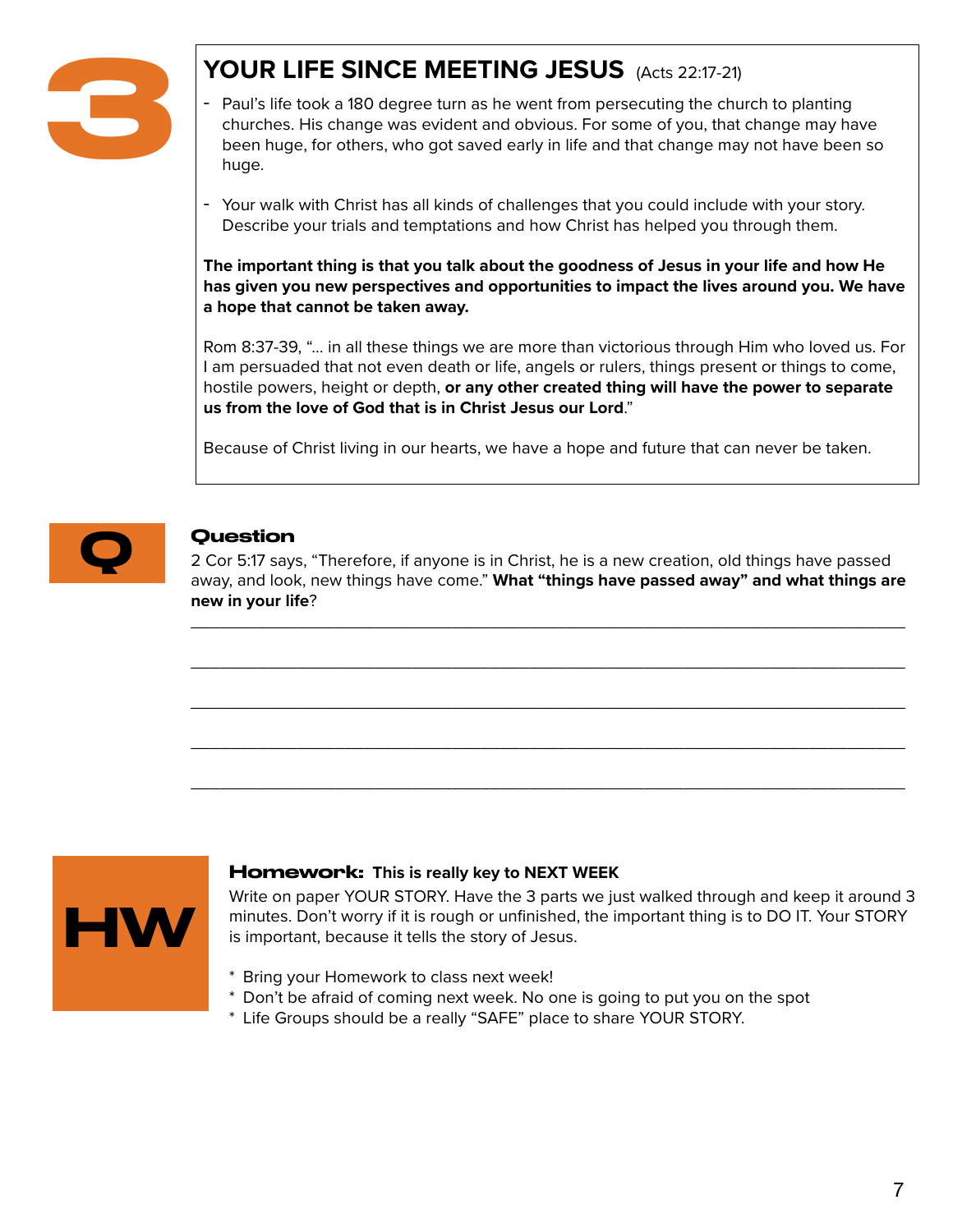# 3 YOUR LIFE SINCE MEETING JESUS (Acts 22:17-21)

- Paul's life took a 180 degree turn as he went from persecuting the church to planting churches. His change was evident and obvious. For some of you, that change may have been huge, for others, who got saved early in life and that change may not have been so huge.

- Your walk with Christ has all kinds of challenges that you could include with your story. Describe your trials and temptations and how Christ has helped you through them.

**The important thing is that you talk about the goodness of Jesus in your life and how He has given you new perspectives and opportunities to impact the lives around you. We have a hope that cannot be taken away.**

Rom 8:37-39, "... in all these things we are more than victorious through Him who loved us. For I am persuaded that not even death or life, angels or rulers, things present or things to come, hostile powers, height or depth, **or any other created thing will have the power to separate us from the love of God that is in Christ Jesus our Lord**."

Because of Christ living in our hearts, we have a hope and future that can never be taken.

## Q

### Question

2 Cor 5:17 says, "Therefore, if anyone is in Christ, he is a new creation, old things have passed away, and look, new things have come." **What "things have passed away" and what things are new in your life**?

_______________________________________________________________________________

_______________________________________________________________________________

_______________________________________________________________________________

_______________________________________________________________________________

_______________________________________________________________________________

## HW

### Homework: This is really key to NEXT WEEK

Write on paper YOUR STORY. Have the 3 parts we just walked through and keep it around 3 minutes. Don't worry if it is rough or unfinished, the important thing is to DO IT. Your STORY is important, because it tells the story of Jesus.

* Bring your Homework to class next week!
* Don't be afraid of coming next week. No one is going to put you on the spot
* Life Groups should be a really "SAFE" place to share YOUR STORY.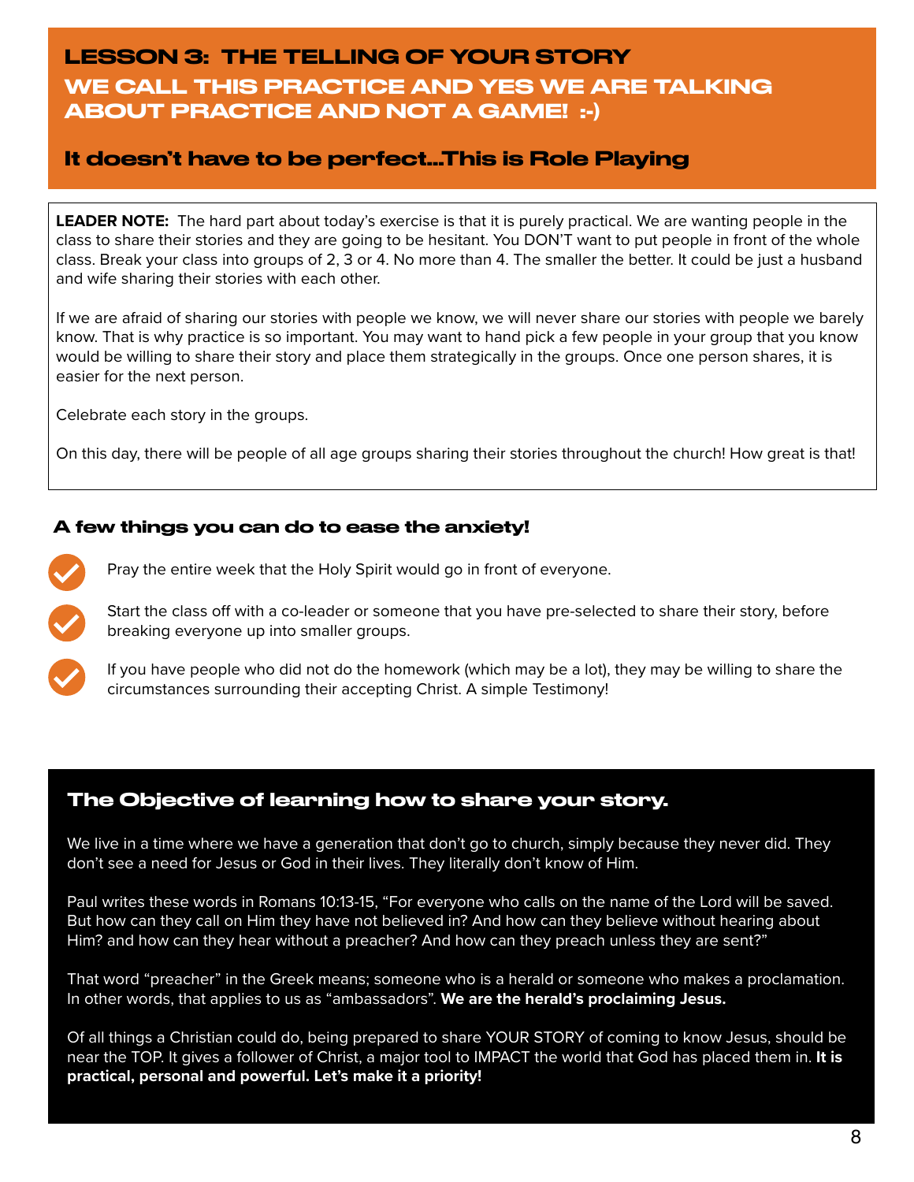# LESSON 3: THE TELLING OF YOUR STORY

## WE CALL THIS PRACTICE AND YES WE ARE TALKING ABOUT PRACTICE AND NOT A GAME! :-)

### It doesn't have to be perfect...This is Role Playing

**LEADER NOTE:** The hard part about today's exercise is that it is purely practical. We are wanting people in the class to share their stories and they are going to be hesitant. You DON'T want to put people in front of the whole class. Break your class into groups of 2, 3 or 4. No more than 4. The smaller the better. It could be just a husband and wife sharing their stories with each other.

If we are afraid of sharing our stories with people we know, we will never share our stories with people we barely know. That is why practice is so important. You may want to hand pick a few people in your group that you know would be willing to share their story and place them strategically in the groups. Once one person shares, it is easier for the next person.

Celebrate each story in the groups.

On this day, there will be people of all age groups sharing their stories throughout the church! How great is that!

### A few things you can do to ease the anxiety!

- Pray the entire week that the Holy Spirit would go in front of everyone.
- Start the class off with a co-leader or someone that you have pre-selected to share their story, before breaking everyone up into smaller groups.
- If you have people who did not do the homework (which may be a lot), they may be willing to share the circumstances surrounding their accepting Christ. A simple Testimony!

### The Objective of learning how to share your story.

We live in a time where we have a generation that don't go to church, simply because they never did. They don't see a need for Jesus or God in their lives. They literally don't know of Him.

Paul writes these words in Romans 10:13-15, "For everyone who calls on the name of the Lord will be saved. But how can they call on Him they have not believed in? And how can they believe without hearing about Him? and how can they hear without a preacher? And how can they preach unless they are sent?"

That word "preacher" in the Greek means; someone who is a herald or someone who makes a proclamation. In other words, that applies to us as "ambassadors". **We are the herald's proclaiming Jesus.**

Of all things a Christian could do, being prepared to share YOUR STORY of coming to know Jesus, should be near the TOP. It gives a follower of Christ, a major tool to IMPACT the world that God has placed them in. **It is practical, personal and powerful. Let's make it a priority!**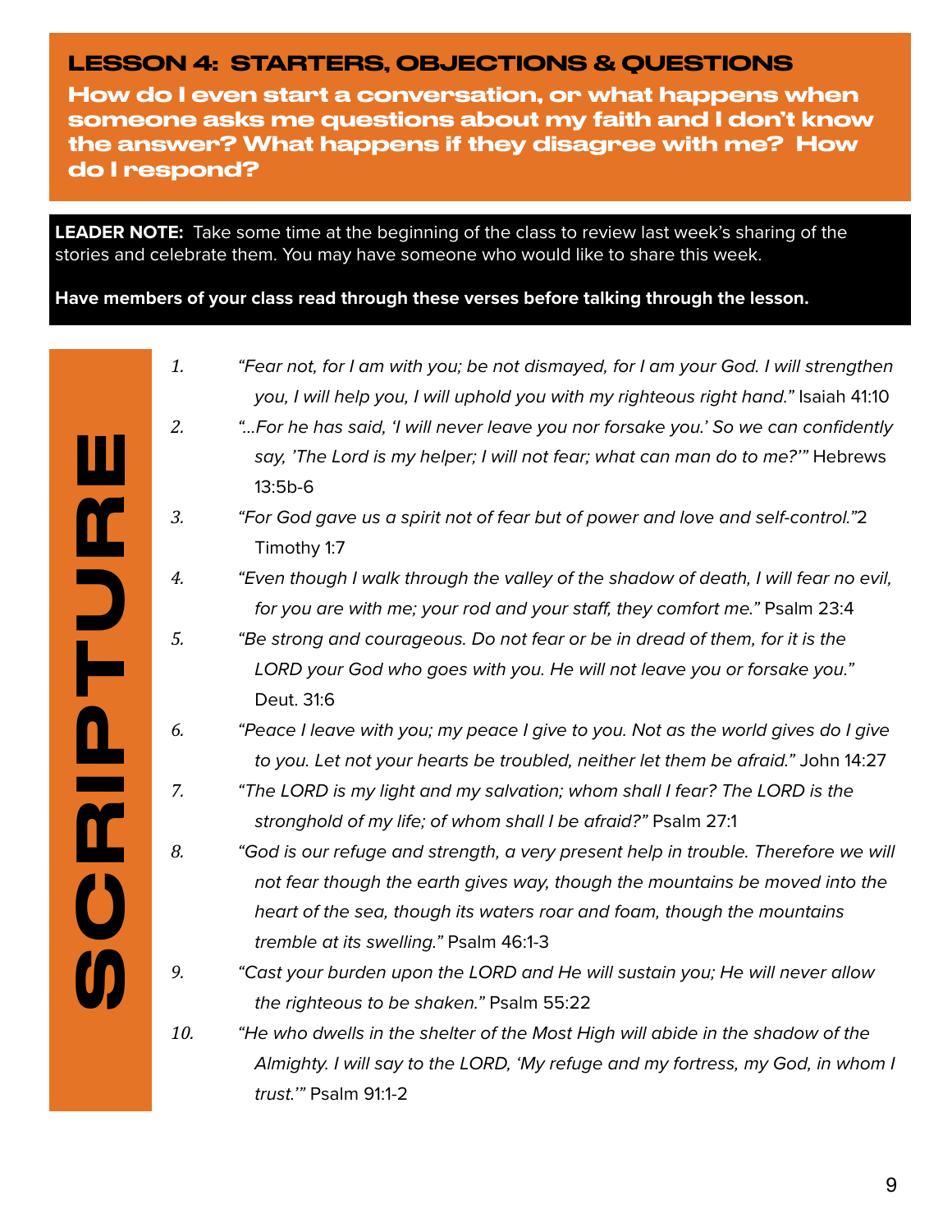## LESSON 4: STARTERS, OBJECTIONS & QUESTIONS

### How do I even start a conversation, or what happens when someone asks me questions about my faith and I don't know the answer? What happens if they disagree with me? How do I respond?

**LEADER NOTE:** Take some time at the beginning of the class to review last week's sharing of the stories and celebrate them. You may have someone who would like to share this week.

**Have members of your class read through these verses before talking through the lesson.**

## SCRIPTURE

1. *"Fear not, for I am with you; be not dismayed, for I am your God. I will strengthen you, I will help you, I will uphold you with my righteous right hand."* Isaiah 41:10
2. *"...For he has said, 'I will never leave you nor forsake you.' So we can confidently say, 'The Lord is my helper; I will not fear; what can man do to me?'"* Hebrews 13:5b-6
3. *"For God gave us a spirit not of fear but of power and love and self-control."*2 Timothy 1:7
4. *"Even though I walk through the valley of the shadow of death, I will fear no evil, for you are with me; your rod and your staff, they comfort me."* Psalm 23:4
5. *"Be strong and courageous. Do not fear or be in dread of them, for it is the LORD your God who goes with you. He will not leave you or forsake you."* Deut. 31:6
6. *"Peace I leave with you; my peace I give to you. Not as the world gives do I give to you. Let not your hearts be troubled, neither let them be afraid."* John 14:27
7. *"The LORD is my light and my salvation; whom shall I fear? The LORD is the stronghold of my life; of whom shall I be afraid?"* Psalm 27:1
8. *"God is our refuge and strength, a very present help in trouble. Therefore we will not fear though the earth gives way, though the mountains be moved into the heart of the sea, though its waters roar and foam, though the mountains tremble at its swelling."* Psalm 46:1-3
9. *"Cast your burden upon the LORD and He will sustain you; He will never allow the righteous to be shaken."* Psalm 55:22
10. *"He who dwells in the shelter of the Most High will abide in the shadow of the Almighty. I will say to the LORD, 'My refuge and my fortress, my God, in whom I trust.'"* Psalm 91:1-2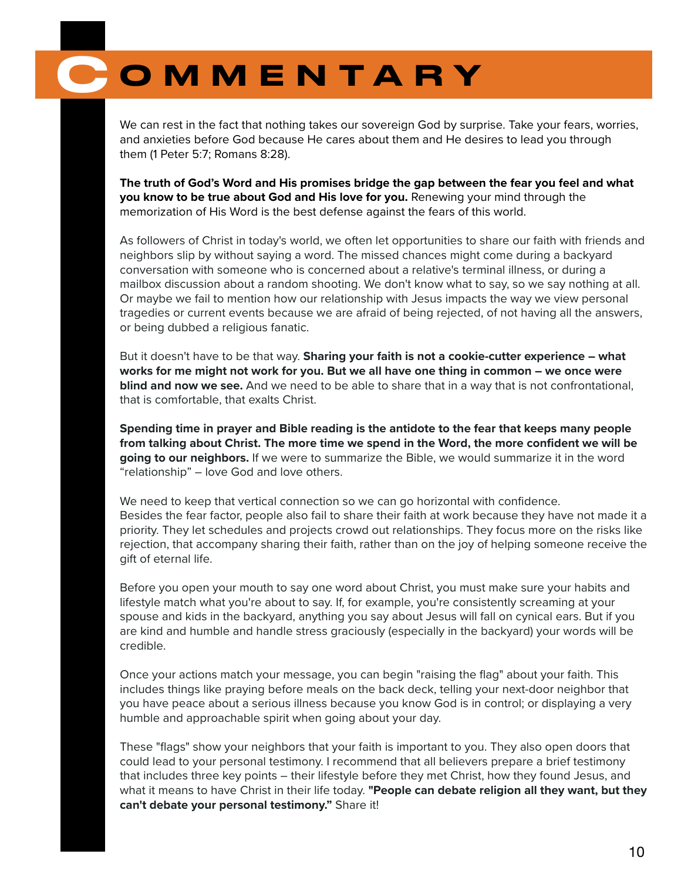# COMMENTARY

We can rest in the fact that nothing takes our sovereign God by surprise. Take your fears, worries, and anxieties before God because He cares about them and He desires to lead you through them (1 Peter 5:7; Romans 8:28).

**The truth of God's Word and His promises bridge the gap between the fear you feel and what you know to be true about God and His love for you.** Renewing your mind through the memorization of His Word is the best defense against the fears of this world.

As followers of Christ in today's world, we often let opportunities to share our faith with friends and neighbors slip by without saying a word. The missed chances might come during a backyard conversation with someone who is concerned about a relative's terminal illness, or during a mailbox discussion about a random shooting. We don't know what to say, so we say nothing at all. Or maybe we fail to mention how our relationship with Jesus impacts the way we view personal tragedies or current events because we are afraid of being rejected, of not having all the answers, or being dubbed a religious fanatic.

But it doesn't have to be that way. **Sharing your faith is not a cookie-cutter experience – what works for me might not work for you. But we all have one thing in common – we once were blind and now we see.** And we need to be able to share that in a way that is not confrontational, that is comfortable, that exalts Christ.

**Spending time in prayer and Bible reading is the antidote to the fear that keeps many people from talking about Christ. The more time we spend in the Word, the more confident we will be going to our neighbors.** If we were to summarize the Bible, we would summarize it in the word "relationship" – love God and love others.

We need to keep that vertical connection so we can go horizontal with confidence.
Besides the fear factor, people also fail to share their faith at work because they have not made it a priority. They let schedules and projects crowd out relationships. They focus more on the risks like rejection, that accompany sharing their faith, rather than on the joy of helping someone receive the gift of eternal life.

Before you open your mouth to say one word about Christ, you must make sure your habits and lifestyle match what you're about to say. If, for example, you're consistently screaming at your spouse and kids in the backyard, anything you say about Jesus will fall on cynical ears. But if you are kind and humble and handle stress graciously (especially in the backyard) your words will be credible.

Once your actions match your message, you can begin "raising the flag" about your faith. This includes things like praying before meals on the back deck, telling your next-door neighbor that you have peace about a serious illness because you know God is in control; or displaying a very humble and approachable spirit when going about your day.

These "flags" show your neighbors that your faith is important to you. They also open doors that could lead to your personal testimony. I recommend that all believers prepare a brief testimony that includes three key points – their lifestyle before they met Christ, how they found Jesus, and what it means to have Christ in their life today. **"People can debate religion all they want, but they can't debate your personal testimony."** Share it!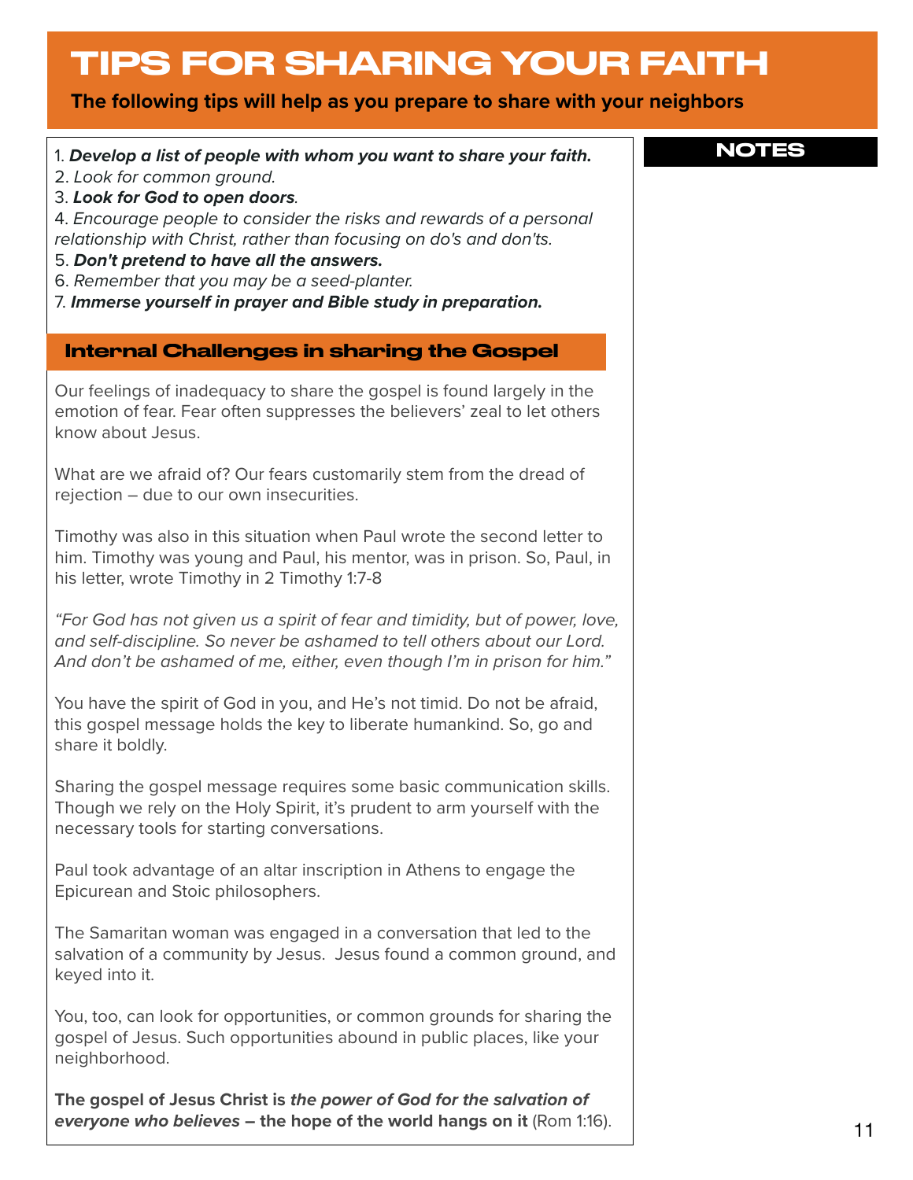# TIPS FOR SHARING YOUR FAITH

**The following tips will help as you prepare to share with your neighbors**

1. ***Develop a list of people with whom you want to share your faith.***
2. *Look for common ground.*
3. ***Look for God to open doors***.
4. *Encourage people to consider the risks and rewards of a personal relationship with Christ, rather than focusing on do's and don'ts.*
5. ***Don't pretend to have all the answers.***
6. *Remember that you may be a seed-planter.*
7. ***Immerse yourself in prayer and Bible study in preparation.***

## Internal Challenges in sharing the Gospel

Our feelings of inadequacy to share the gospel is found largely in the emotion of fear. Fear often suppresses the believers' zeal to let others know about Jesus.

What are we afraid of? Our fears customarily stem from the dread of rejection – due to our own insecurities.

Timothy was also in this situation when Paul wrote the second letter to him. Timothy was young and Paul, his mentor, was in prison. So, Paul, in his letter, wrote Timothy in 2 Timothy 1:7-8

*"For God has not given us a spirit of fear and timidity, but of power, love, and self-discipline. So never be ashamed to tell others about our Lord. And don't be ashamed of me, either, even though I'm in prison for him."*

You have the spirit of God in you, and He's not timid. Do not be afraid, this gospel message holds the key to liberate humankind. So, go and share it boldly.

Sharing the gospel message requires some basic communication skills. Though we rely on the Holy Spirit, it's prudent to arm yourself with the necessary tools for starting conversations.

Paul took advantage of an altar inscription in Athens to engage the Epicurean and Stoic philosophers.

The Samaritan woman was engaged in a conversation that led to the salvation of a community by Jesus. Jesus found a common ground, and keyed into it.

You, too, can look for opportunities, or common grounds for sharing the gospel of Jesus. Such opportunities abound in public places, like your neighborhood.

**The gospel of Jesus Christ is *the power of God for the salvation of everyone who believes* – the hope of the world hangs on it** (Rom 1:16).

**NOTES**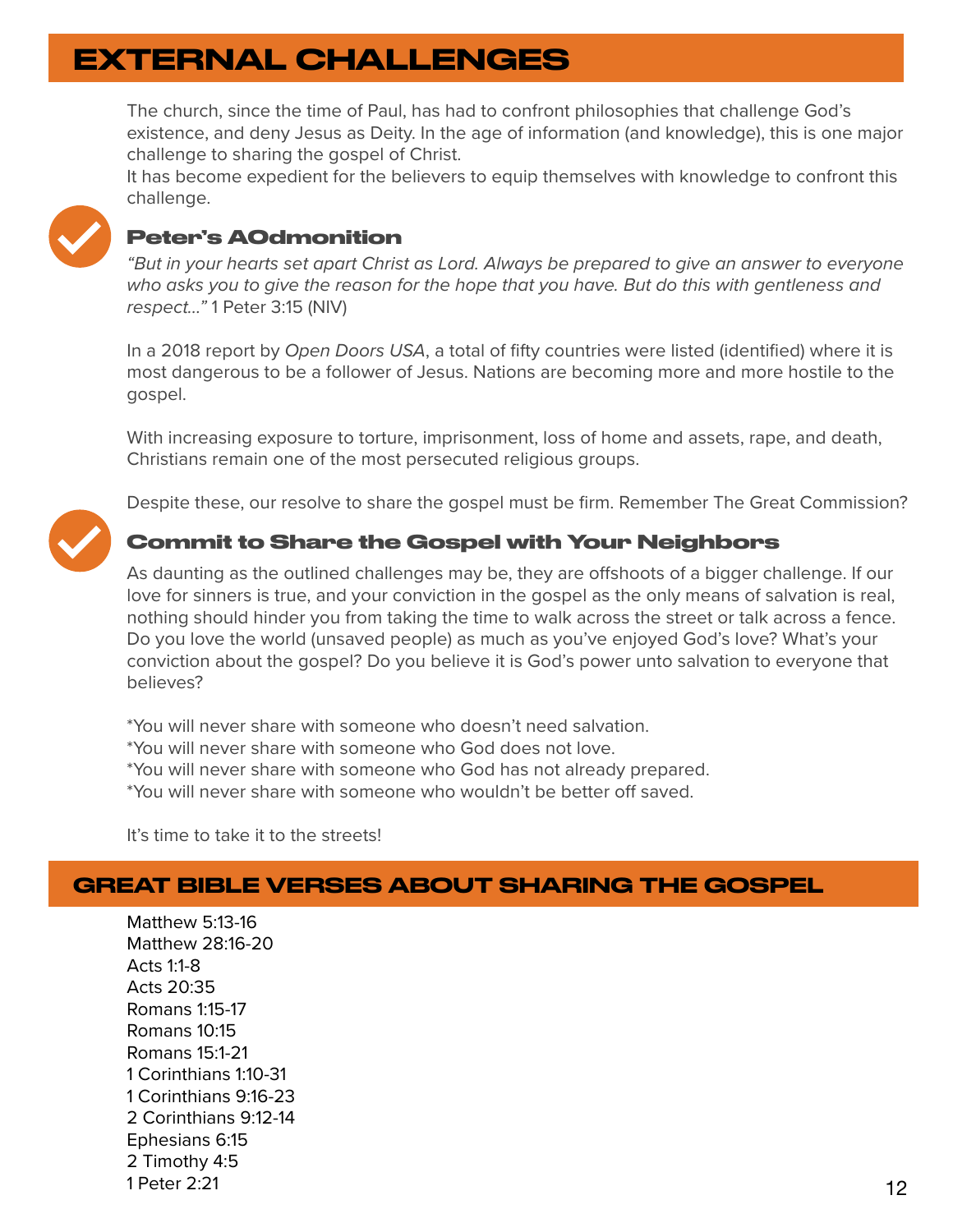# EXTERNAL CHALLENGES

The church, since the time of Paul, has had to confront philosophies that challenge God's existence, and deny Jesus as Deity. In the age of information (and knowledge), this is one major challenge to sharing the gospel of Christ.
It has become expedient for the believers to equip themselves with knowledge to confront this challenge.

### Peter's AOdmonition

*"But in your hearts set apart Christ as Lord. Always be prepared to give an answer to everyone who asks you to give the reason for the hope that you have. But do this with gentleness and respect..."* 1 Peter 3:15 (NIV)

In a 2018 report by *Open Doors USA*, a total of fifty countries were listed (identified) where it is most dangerous to be a follower of Jesus. Nations are becoming more and more hostile to the gospel.

With increasing exposure to torture, imprisonment, loss of home and assets, rape, and death, Christians remain one of the most persecuted religious groups.

Despite these, our resolve to share the gospel must be firm. Remember The Great Commission?

### Commit to Share the Gospel with Your Neighbors

As daunting as the outlined challenges may be, they are offshoots of a bigger challenge. If our love for sinners is true, and your conviction in the gospel as the only means of salvation is real, nothing should hinder you from taking the time to walk across the street or talk across a fence. Do you love the world (unsaved people) as much as you've enjoyed God's love? What's your conviction about the gospel? Do you believe it is God's power unto salvation to everyone that believes?

*You will never share with someone who doesn't need salvation.
*You will never share with someone who God does not love.
*You will never share with someone who God has not already prepared.
*You will never share with someone who wouldn't be better off saved.

It's time to take it to the streets!

## GREAT BIBLE VERSES ABOUT SHARING THE GOSPEL

Matthew 5:13-16
Matthew 28:16-20
Acts 1:1-8
Acts 20:35
Romans 1:15-17
Romans 10:15
Romans 15:1-21
1 Corinthians 1:10-31
1 Corinthians 9:16-23
2 Corinthians 9:12-14
Ephesians 6:15
2 Timothy 4:5
1 Peter 2:21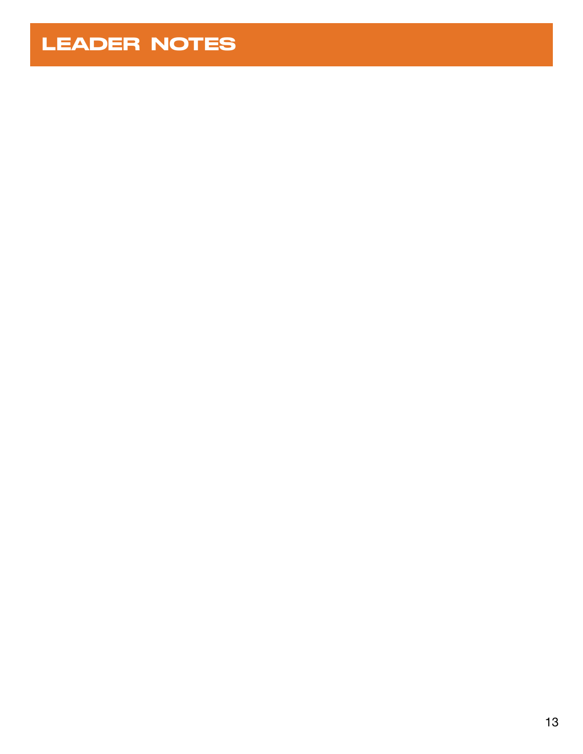# LEADER NOTES